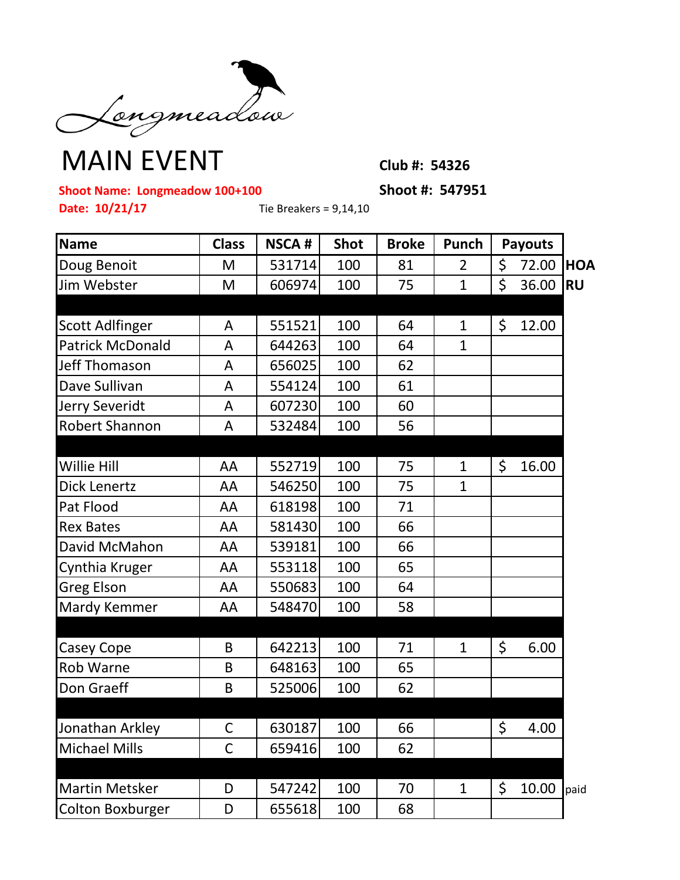Longmeadow

# MAIN EVENT

**Club #: 54326**

**Shoot Name: Longmeadow 100+100**

**Shoot #: 547951**

**Date: 10/21/17**

Tie Breakers = 9,14,10

| Name | Class | NSCA # | Shot | Broke | Punch | Payouts | |
|---|---|---|---|---|---|---|---|
| Doug Benoit | M | 531714 | 100 | 81 | 2 | $ 72.00 | **HOA** |
| Jim Webster | M | 606974 | 100 | 75 | 1 | $ 36.00 | **RU** |
| | | | | | | | |
| Scott Adlfinger | A | 551521 | 100 | 64 | 1 | $ 12.00 | |
| Patrick McDonald | A | 644263 | 100 | 64 | 1 | | |
| Jeff Thomason | A | 656025 | 100 | 62 | | | |
| Dave Sullivan | A | 554124 | 100 | 61 | | | |
| Jerry Severidt | A | 607230 | 100 | 60 | | | |
| Robert Shannon | A | 532484 | 100 | 56 | | | |
| | | | | | | | |
| Willie Hill | AA | 552719 | 100 | 75 | 1 | $ 16.00 | |
| Dick Lenertz | AA | 546250 | 100 | 75 | 1 | | |
| Pat Flood | AA | 618198 | 100 | 71 | | | |
| Rex Bates | AA | 581430 | 100 | 66 | | | |
| David McMahon | AA | 539181 | 100 | 66 | | | |
| Cynthia Kruger | AA | 553118 | 100 | 65 | | | |
| Greg Elson | AA | 550683 | 100 | 64 | | | |
| Mardy Kemmer | AA | 548470 | 100 | 58 | | | |
| | | | | | | | |
| Casey Cope | B | 642213 | 100 | 71 | 1 | $ 6.00 | |
| Rob Warne | B | 648163 | 100 | 65 | | | |
| Don Graeff | B | 525006 | 100 | 62 | | | |
| | | | | | | | |
| Jonathan Arkley | C | 630187 | 100 | 66 | | $ 4.00 | |
| Michael Mills | C | 659416 | 100 | 62 | | | |
| | | | | | | | |
| Martin Metsker | D | 547242 | 100 | 70 | 1 | $ 10.00 | paid |
| Colton Boxburger | D | 655618 | 100 | 68 | | | |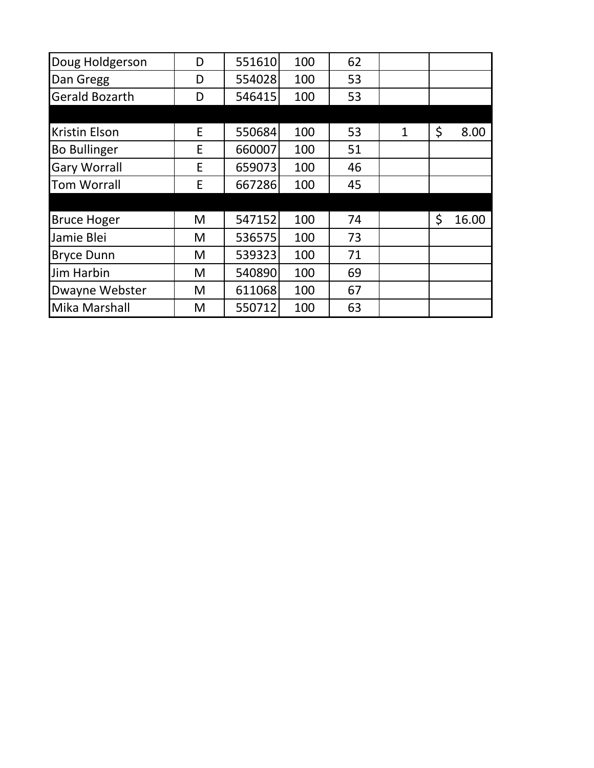| | | | | | | |
|---|---|---|---|---|---|---|
| Doug Holdgerson | D | 551610 | 100 | 62 | | |
| Dan Gregg | D | 554028 | 100 | 53 | | |
| Gerald Bozarth | D | 546415 | 100 | 53 | | |
| | | | | | | |
| Kristin Elson | E | 550684 | 100 | 53 | 1 | $ 8.00 |
| Bo Bullinger | E | 660007 | 100 | 51 | | |
| Gary Worrall | E | 659073 | 100 | 46 | | |
| Tom Worrall | E | 667286 | 100 | 45 | | |
| | | | | | | |
| Bruce Hoger | M | 547152 | 100 | 74 | | $ 16.00 |
| Jamie Blei | M | 536575 | 100 | 73 | | |
| Bryce Dunn | M | 539323 | 100 | 71 | | |
| Jim Harbin | M | 540890 | 100 | 69 | | |
| Dwayne Webster | M | 611068 | 100 | 67 | | |
| Mika Marshall | M | 550712 | 100 | 63 | | |